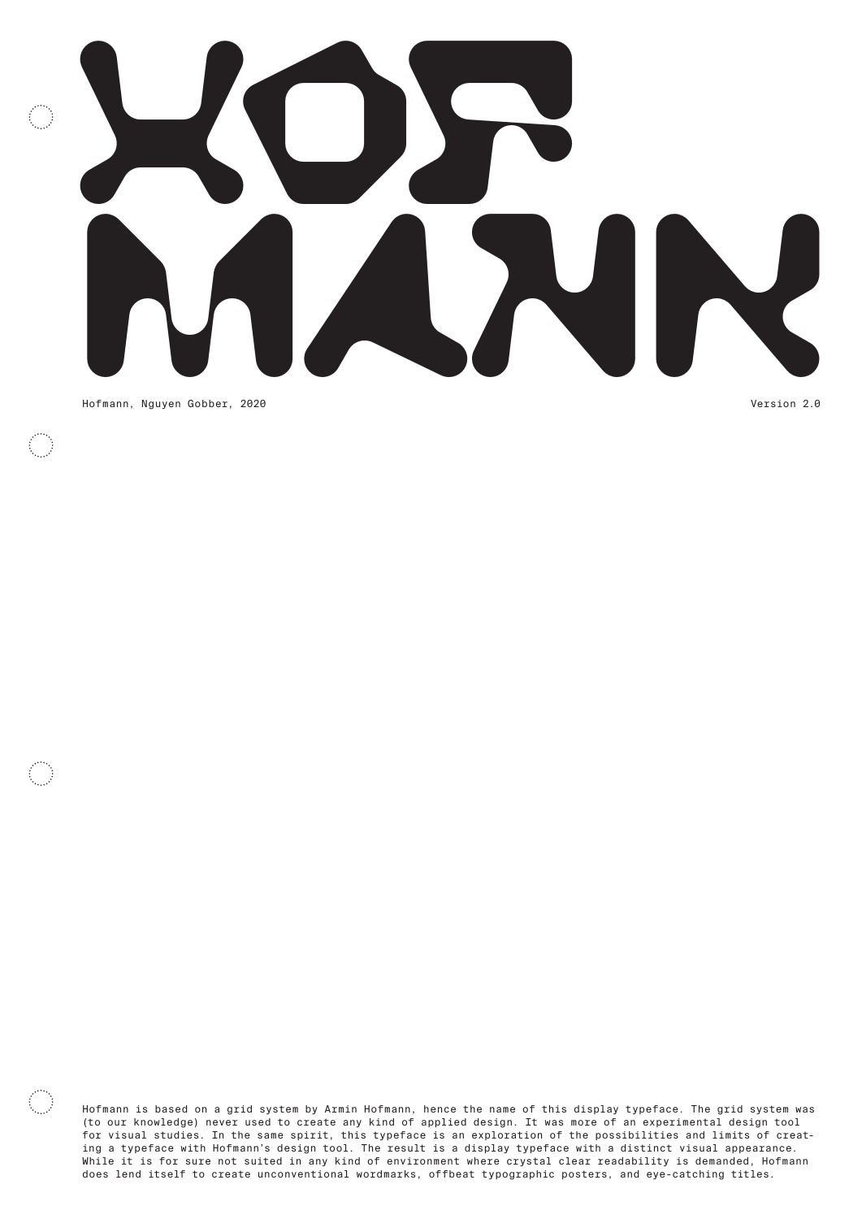# HOF MANN

Hofmann, Nguyen Gobber, 2020

Version 2.0

Hofmann is based on a grid system by Armin Hofmann, hence the name of this display typeface. The grid system was (to our knowledge) never used to create any kind of applied design. It was more of an experimental design tool for visual studies. In the same spirit, this typeface is an exploration of the possibilities and limits of creating a typeface with Hofmann's design tool. The result is a display typeface with a distinct visual appearance. While it is for sure not suited in any kind of environment where crystal clear readability is demanded, Hofmann does lend itself to create unconventional wordmarks, offbeat typographic posters, and eye-catching titles.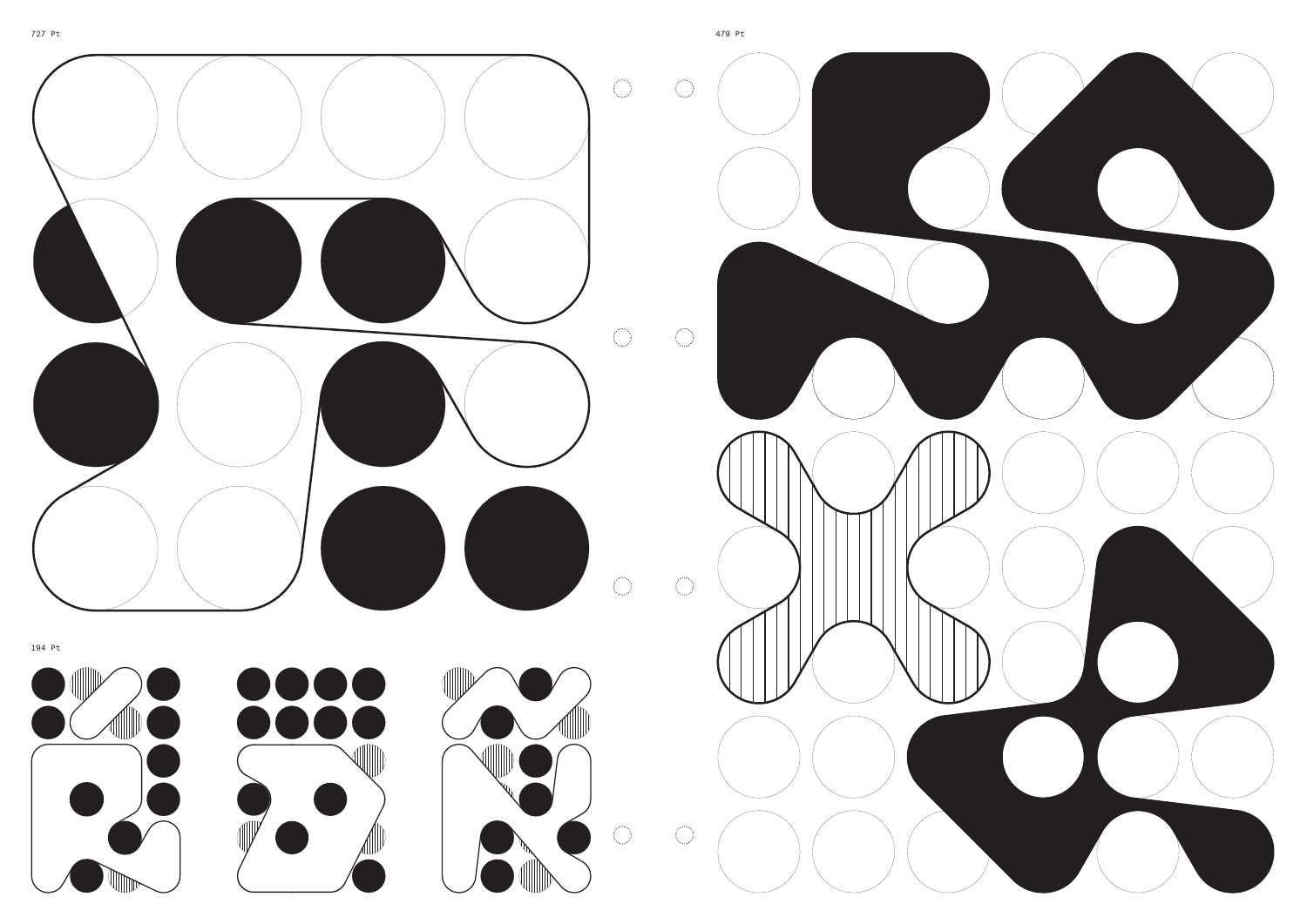727 Pt

479 Pt

194 Pt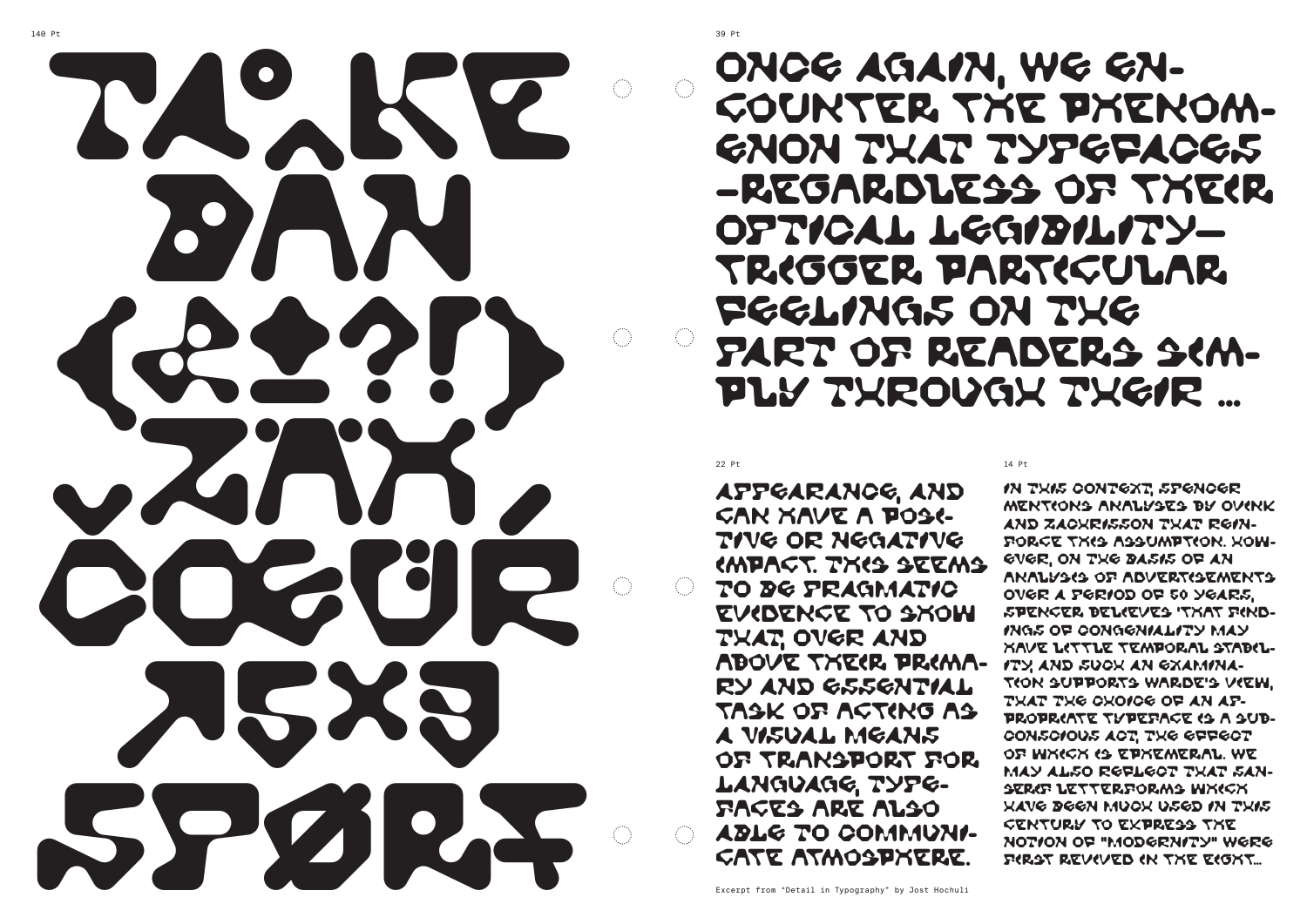140 Pt

TA°AKE
DÂN
(&?!)
ZÄX
ČOEÜŔ
↗5X3
SPØRT

39 Pt

ONCE AGAIN, WE ENCOUNTER THE PHENOMENON THAT TYPEFACES —REGARDLESS OF THEIR OPTICAL LEGIBILITY— TRIGGER PARTICULAR FEELINGS ON THE PART OF READERS SIMPLY THROUGH THEIR ...

22 Pt

APPEARANCE, AND CAN HAVE A POSITIVE OR NEGATIVE IMPACT. THIS SEEMS TO BE PRAGMATIC EVIDENCE TO SHOW THAT, OVER AND ABOVE THEIR PRIMARY AND ESSENTIAL TASK OF ACTING AS A VISUAL MEANS OF TRANSPORT FOR LANGUAGE, TYPEFACES ARE ALSO ABLE TO COMMUNICATE ATMOSPHERE.

14 Pt

IN THIS CONTEXT, SPENCER MENTIONS ANALYSES BY OVINK AND ZACHRISSON THAT REINFORCE THIS ASSUMPTION. HOWEVER, ON THE BASIS OF AN ANALYSIS OF ADVERTISEMENTS OVER A PERIOD OF 50 YEARS, SPENCER BELIEVES 'THAT FINDINGS OF CONGENIALITY MAY HAVE LITTLE TEMPORAL STABILITY, AND SUCH AN EXAMINATION SUPPORTS WARDE'S VIEW, THAT THE CHOICE OF AN APPROPRIATE TYPEFACE IS A SUBCONSCIOUS ACT, THE EFFECT OF WHICH IS EPHEMERAL. WE MAY ALSO REFLECT THAT SANSERIF LETTERFORMS WHICH HAVE BEEN MUCH USED IN THIS CENTURY TO EXPRESS THE NOTION OF "MODERNITY" WERE FIRST REVIVED IN THE EIGHT...

Excerpt from "Detail in Typography" by Jost Hochuli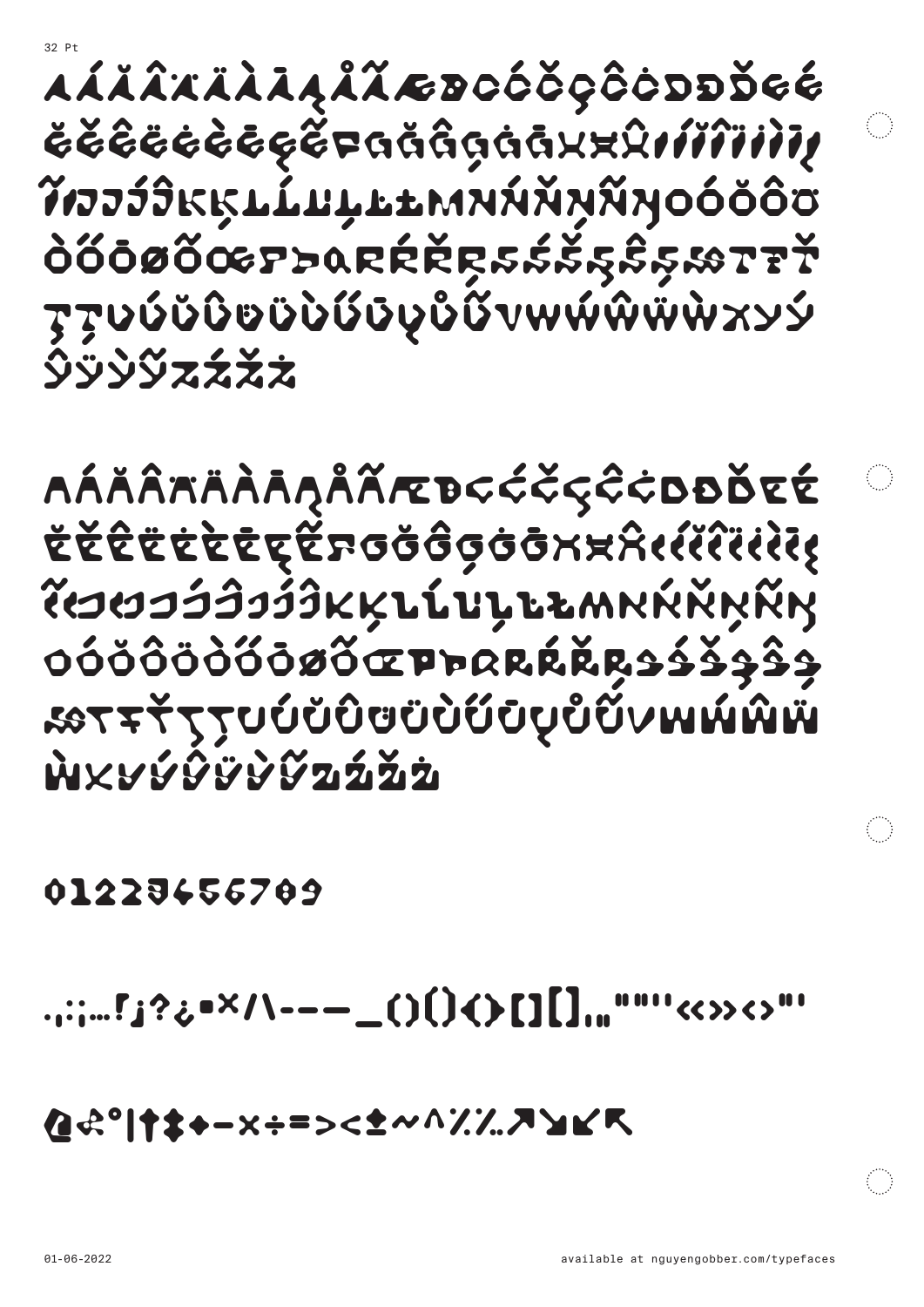32 Pt

AÁĂÂǍÄÀĀĄÅÃÆBCĆČÇĈĊDĐĎEÉ
ĔĚÊËĖÈĒĘẼFGĞĜĢĠḠHĦĤIÍĬÎÏİÌĪĮ
ĨIJJJ́ĴKĶLĹĽĻŁMNŃŇŅÑŊOÓŎÔÖ
ÒŐŌØÕŒPÞQRŔŘŖSŚŠŞŜȘẞTŦŤ
ŢȚUÚŬÛÜÜÙŰŪŲŮŨVWẂŴẄẀXYÝ
ŶŸỲỸZŹŽŻ

aáăâǎäàāąåãæbcćčçĉċdđďeé
ĕěêëėèēęẽfgğĝģġḡhħĥiíĭîïiìīį
ĩijij́jj́ĵȷȷ́ȷ̂kķlĺľļłmnńňņñŋ
oóŏôöòőōøõœpþqrŕřŗsśšşŝș
ßtŧťţțuúŭûüüùűūųůũvwẃŵẅ
ẁxyýŷÿỳỹzźžż

01223456789

.,:;…!¡?¿•*/\-–—_()(){}[][],„""''«»‹›"'

@&°|†‡•−×÷=><±~^%‰↗↘↙↖